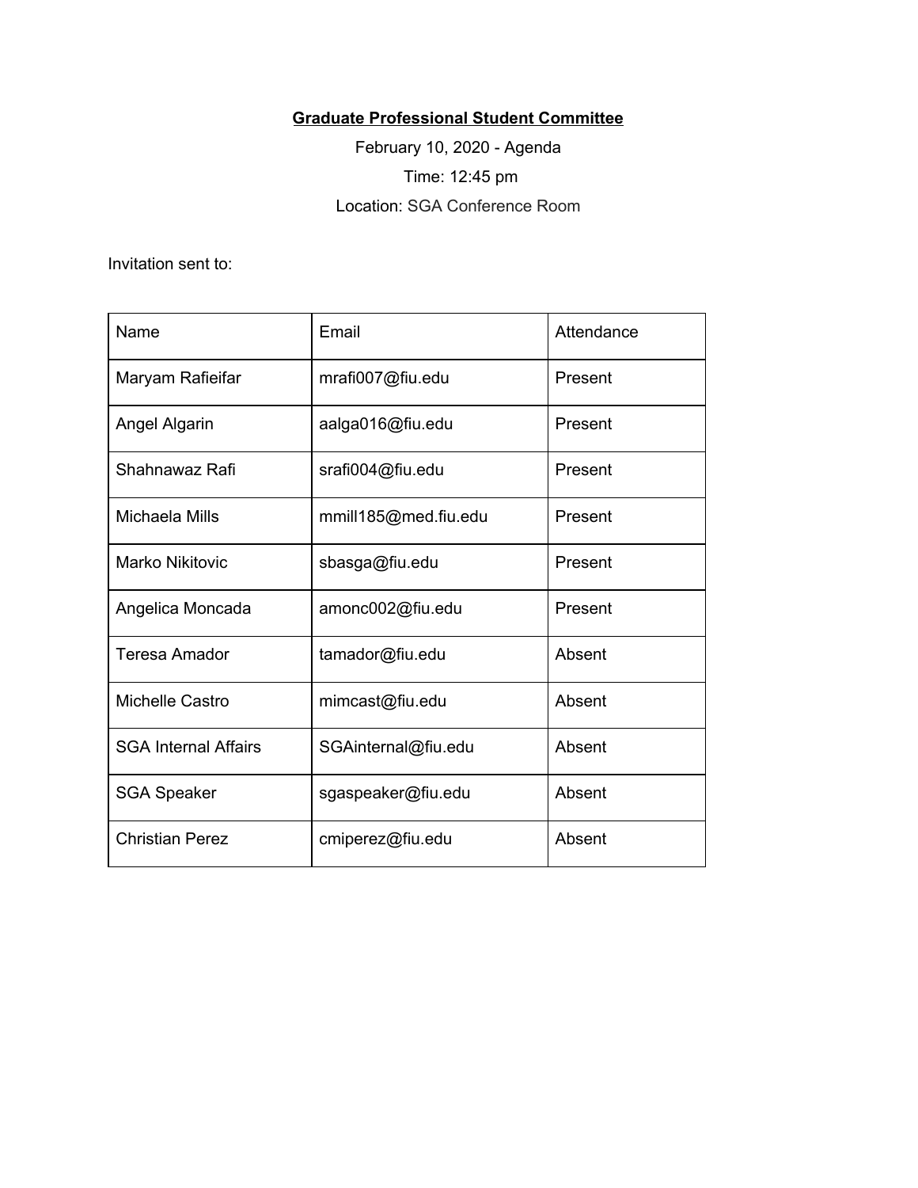**Graduate Professional Student Committee**

February 10, 2020 - Agenda

Time: 12:45 pm

Location: SGA Conference Room

Invitation sent to:

| Name | Email | Attendance |
|---|---|---|
| Maryam Rafieifar | mrafi007@fiu.edu | Present |
| Angel Algarin | aalga016@fiu.edu | Present |
| Shahnawaz Rafi | srafi004@fiu.edu | Present |
| Michaela Mills | mmill185@med.fiu.edu | Present |
| Marko Nikitovic | sbasga@fiu.edu | Present |
| Angelica Moncada | amonc002@fiu.edu | Present |
| Teresa Amador | tamador@fiu.edu | Absent |
| Michelle Castro | mimcast@fiu.edu | Absent |
| SGA Internal Affairs | SGAinternal@fiu.edu | Absent |
| SGA Speaker | sgaspeaker@fiu.edu | Absent |
| Christian Perez | cmiperez@fiu.edu | Absent |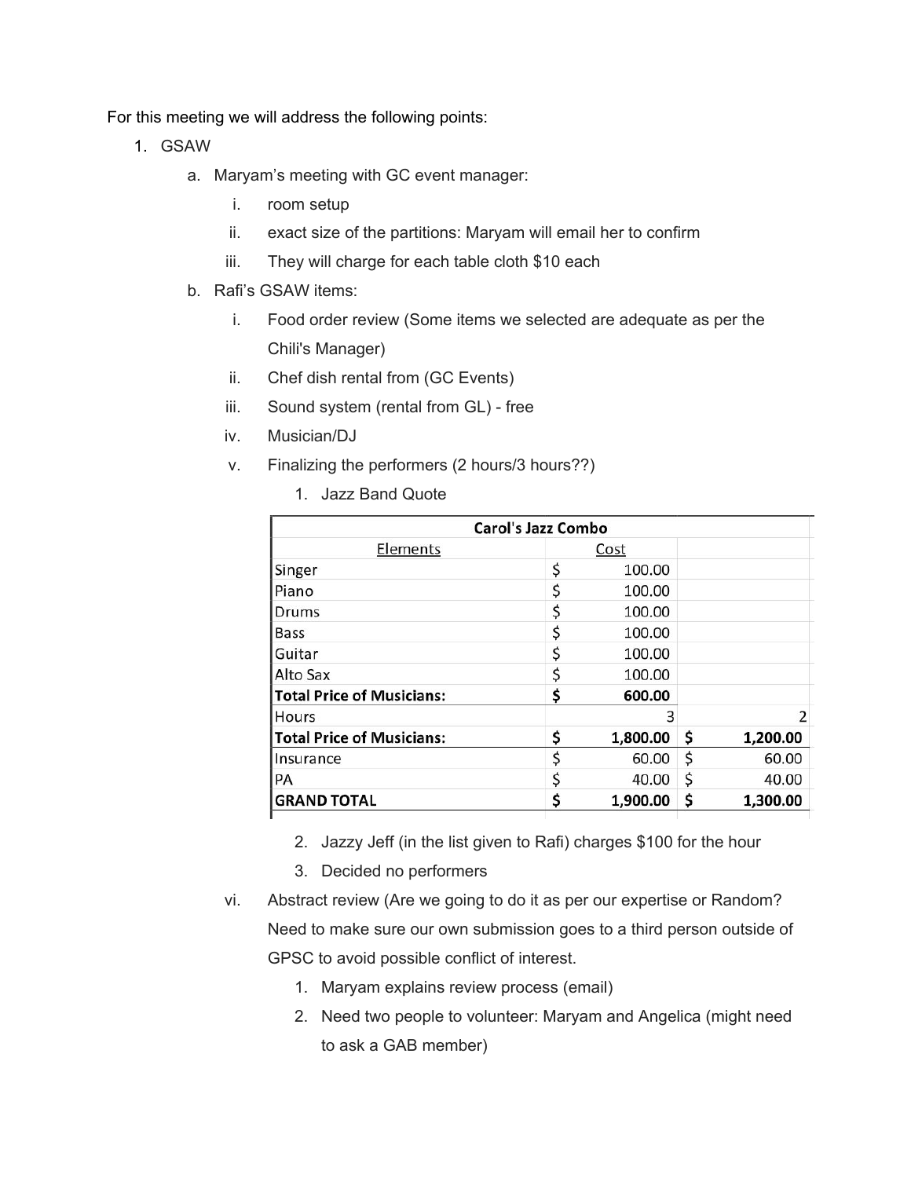For this meeting we will address the following points:

1. GSAW
   a. Maryam's meeting with GC event manager:
      i. room setup
      ii. exact size of the partitions: Maryam will email her to confirm
      iii. They will charge for each table cloth $10 each
   b. Rafi's GSAW items:
      i. Food order review (Some items we selected are adequate as per the Chili's Manager)
      ii. Chef dish rental from (GC Events)
      iii. Sound system (rental from GL) - free
      iv. Musician/DJ
      v. Finalizing the performers (2 hours/3 hours??)
         1. Jazz Band Quote

| Carol's Jazz Combo | | |
|---|---|---|
| Elements | Cost | |
| Singer | $ 100.00 | |
| Piano | $ 100.00 | |
| Drums | $ 100.00 | |
| Bass | $ 100.00 | |
| Guitar | $ 100.00 | |
| Alto Sax | $ 100.00 | |
| **Total Price of Musicians:** | **$ 600.00** | |
| Hours | 3 | 2 |
| **Total Price of Musicians:** | **$ 1,800.00** | **$ 1,200.00** |
| Insurance | $ 60.00 | $ 60.00 |
| PA | $ 40.00 | $ 40.00 |
| **GRAND TOTAL** | **$ 1,900.00** | **$ 1,300.00** |

         2. Jazzy Jeff (in the list given to Rafi) charges $100 for the hour
         3. Decided no performers
      vi. Abstract review (Are we going to do it as per our expertise or Random? Need to make sure our own submission goes to a third person outside of GPSC to avoid possible conflict of interest.
         1. Maryam explains review process (email)
         2. Need two people to volunteer: Maryam and Angelica (might need to ask a GAB member)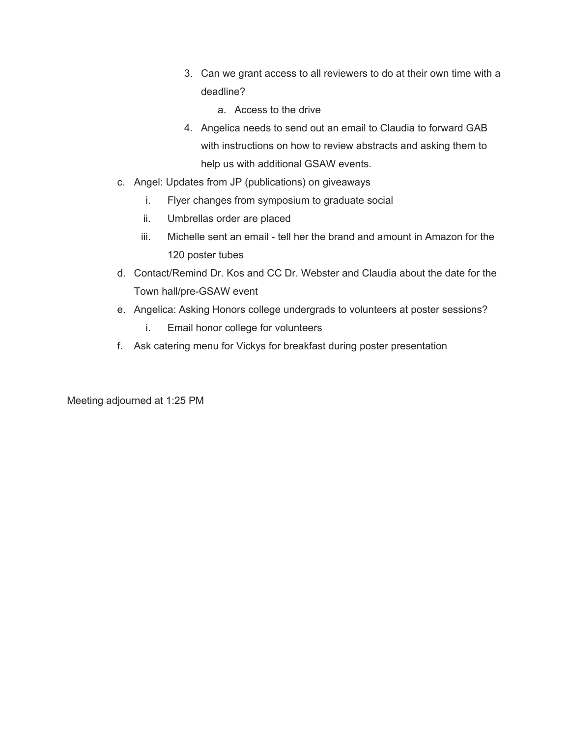3. Can we grant access to all reviewers to do at their own time with a deadline?
    a. Access to the drive
4. Angelica needs to send out an email to Claudia to forward GAB with instructions on how to review abstracts and asking them to help us with additional GSAW events.

c. Angel: Updates from JP (publications) on giveaways
    i. Flyer changes from symposium to graduate social
    ii. Umbrellas order are placed
    iii. Michelle sent an email - tell her the brand and amount in Amazon for the 120 poster tubes

d. Contact/Remind Dr. Kos and CC Dr. Webster and Claudia about the date for the Town hall/pre-GSAW event

e. Angelica: Asking Honors college undergrads to volunteers at poster sessions?
    i. Email honor college for volunteers

f. Ask catering menu for Vickys for breakfast during poster presentation

Meeting adjourned at 1:25 PM